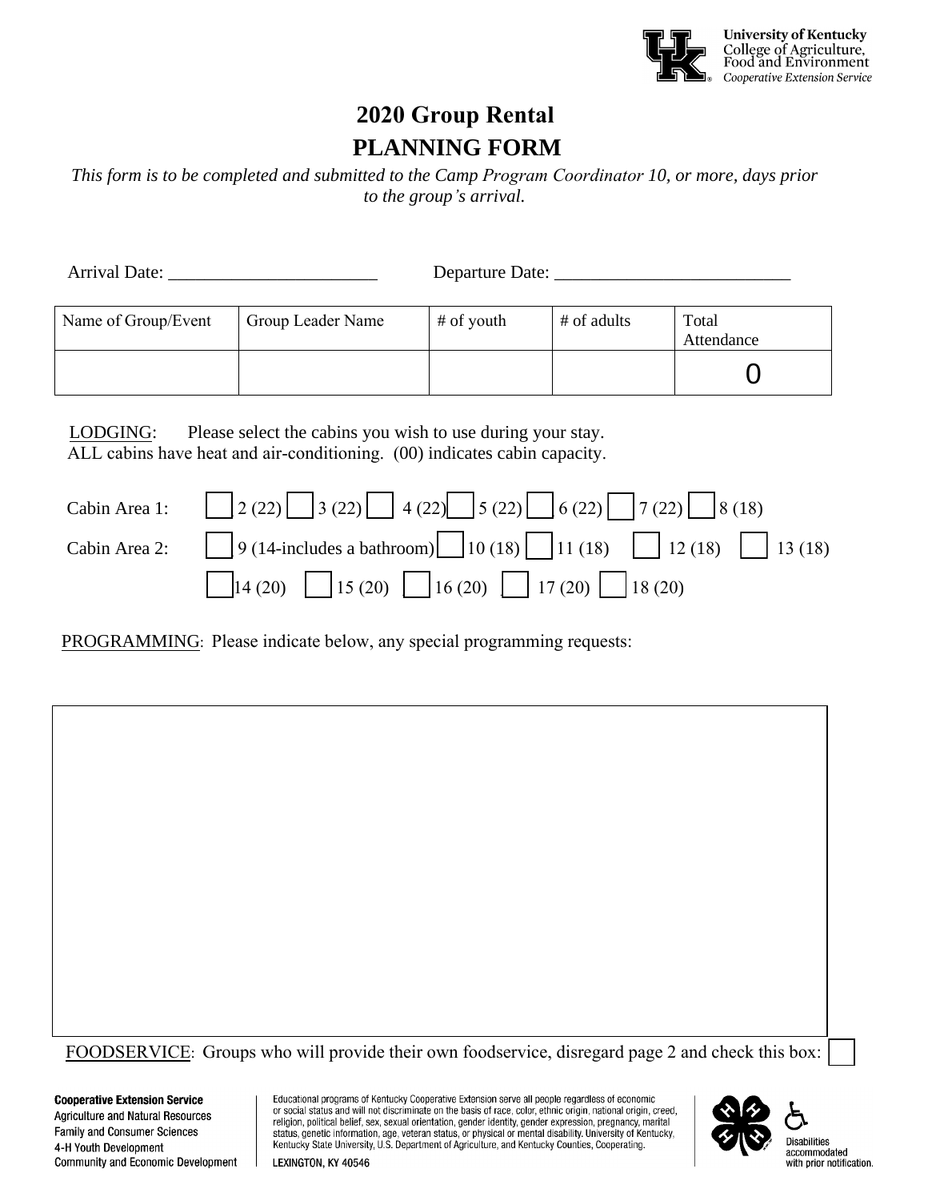University of Kentucky
College of Agriculture, Food and Environment
*Cooperative Extension Service*

# 2020 Group Rental
# PLANNING FORM

*This form is to be completed and submitted to the Camp Program Coordinator 10, or more, days prior to the group's arrival.*

Arrival Date: _______________________ Departure Date: _________________________

| Name of Group/Event | Group Leader Name | # of youth | # of adults | Total Attendance |
|---|---|---|---|---|
| | | | | 0 |

LODGING: Please select the cabins you wish to use during your stay.
ALL cabins have heat and air-conditioning. (00) indicates cabin capacity.

Cabin Area 1: ☐ 2 (22) ☐ 3 (22) ☐ 4 (22) ☐ 5 (22) ☐ 6 (22) ☐ 7 (22) ☐ 8 (18)

Cabin Area 2: ☐ 9 (14-includes a bathroom) ☐ 10 (18) ☐ 11 (18) ☐ 12 (18) ☐ 13 (18)

☐ 14 (20) ☐ 15 (20) ☐ 16 (20) ☐ 17 (20) ☐ 18 (20)

PROGRAMMING: Please indicate below, any special programming requests:

FOODSERVICE: Groups who will provide their own foodservice, disregard page 2 and check this box: ☐

**Cooperative Extension Service**
Agriculture and Natural Resources
Family and Consumer Sciences
4-H Youth Development
Community and Economic Development

Educational programs of Kentucky Cooperative Extension serve all people regardless of economic or social status and will not discriminate on the basis of race, color, ethnic origin, national origin, creed, religion, political belief, sex, sexual orientation, gender identity, gender expression, pregnancy, marital status, genetic information, age, veteran status, or physical or mental disability. University of Kentucky, Kentucky State University, U.S. Department of Agriculture, and Kentucky Counties, Cooperating.

LEXINGTON, KY 40546

Disabilities accommodated with prior notification.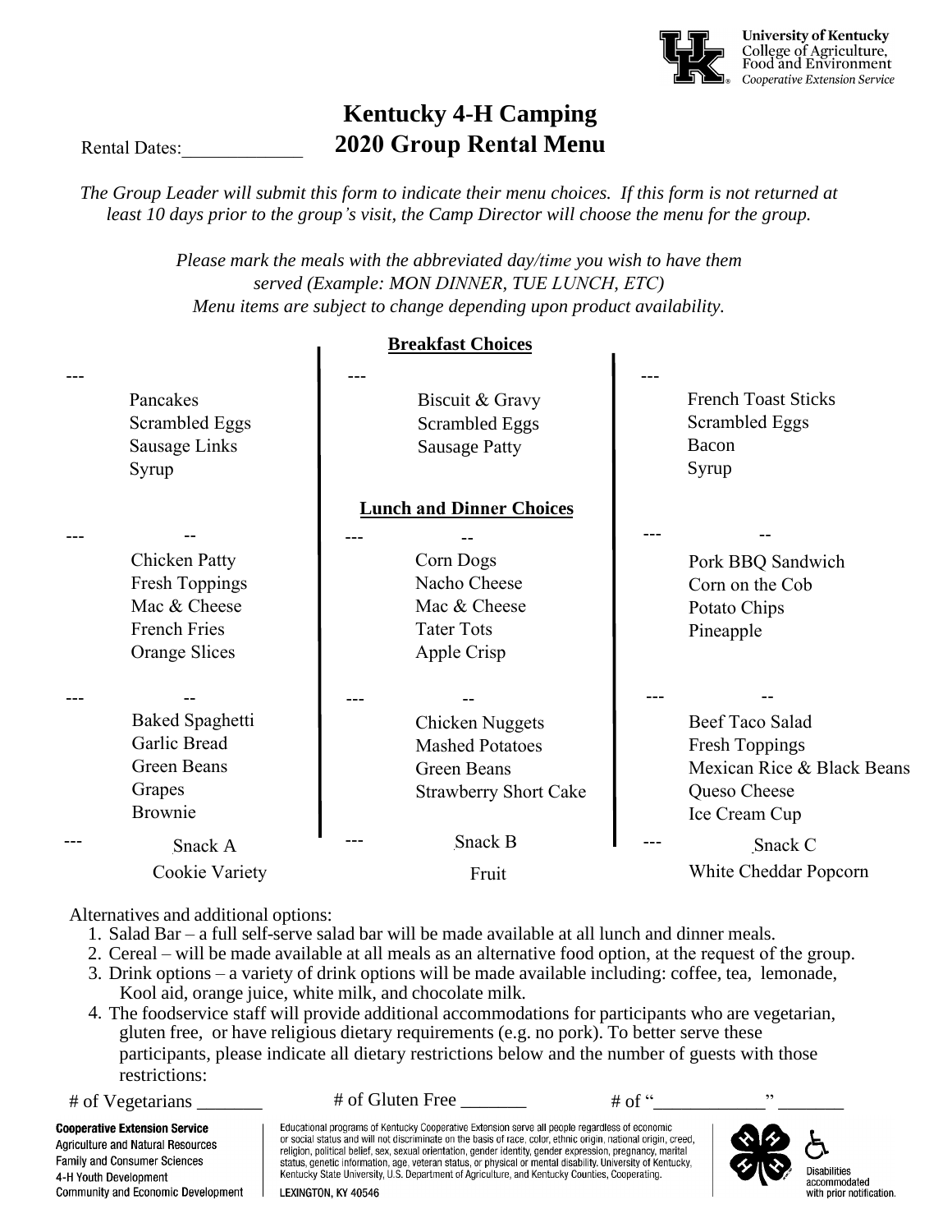University of Kentucky
College of Agriculture, Food and Environment
*Cooperative Extension Service*

# Kentucky 4-H Camping
# 2020 Group Rental Menu

Rental Dates:_____________

*The Group Leader will submit this form to indicate their menu choices. If this form is not returned at least 10 days prior to the group's visit, the Camp Director will choose the menu for the group.*

*Please mark the meals with the abbreviated day/time you wish to have them served (Example: MON DINNER, TUE LUNCH, ETC)*
*Menu items are subject to change depending upon product availability.*

## Breakfast Choices

| --- | --- | --- |
|---|---|---|
| Pancakes<br>Scrambled Eggs<br>Sausage Links<br>Syrup | Biscuit & Gravy<br>Scrambled Eggs<br>Sausage Patty | French Toast Sticks<br>Scrambled Eggs<br>Bacon<br>Syrup |

## Lunch and Dinner Choices

| --- -- | --- -- | --- -- |
|---|---|---|
| Chicken Patty<br>Fresh Toppings<br>Mac & Cheese<br>French Fries<br>Orange Slices | Corn Dogs<br>Nacho Cheese<br>Mac & Cheese<br>Tater Tots<br>Apple Crisp | Pork BBQ Sandwich<br>Corn on the Cob<br>Potato Chips<br>Pineapple |
| --- -- | --- -- | --- -- |
| Baked Spaghetti<br>Garlic Bread<br>Green Beans<br>Grapes<br>Brownie | Chicken Nuggets<br>Mashed Potatoes<br>Green Beans<br>Strawberry Short Cake | Beef Taco Salad<br>Fresh Toppings<br>Mexican Rice & Black Beans<br>Queso Cheese<br>Ice Cream Cup |
| --- Snack A | --- Snack B | --- Snack C |
| Cookie Variety | Fruit | White Cheddar Popcorn |

Alternatives and additional options:

1. Salad Bar – a full self-serve salad bar will be made available at all lunch and dinner meals.
2. Cereal – will be made available at all meals as an alternative food option, at the request of the group.
3. Drink options – a variety of drink options will be made available including: coffee, tea, lemonade, Kool aid, orange juice, white milk, and chocolate milk.
4. The foodservice staff will provide additional accommodations for participants who are vegetarian, gluten free, or have religious dietary requirements (e.g. no pork). To better serve these participants, please indicate all dietary restrictions below and the number of guests with those restrictions:

# of Vegetarians _______ # of Gluten Free _______ # of "____________" _______

**Cooperative Extension Service**
Agriculture and Natural Resources
Family and Consumer Sciences
4-H Youth Development
Community and Economic Development

Educational programs of Kentucky Cooperative Extension serve all people regardless of economic or social status and will not discriminate on the basis of race, color, ethnic origin, national origin, creed, religion, political belief, sex, sexual orientation, gender identity, gender expression, pregnancy, marital status, genetic information, age, veteran status, or physical or mental disability. University of Kentucky, Kentucky State University, U.S. Department of Agriculture, and Kentucky Counties, Cooperating.
LEXINGTON, KY 40546

Disabilities accommodated with prior notification.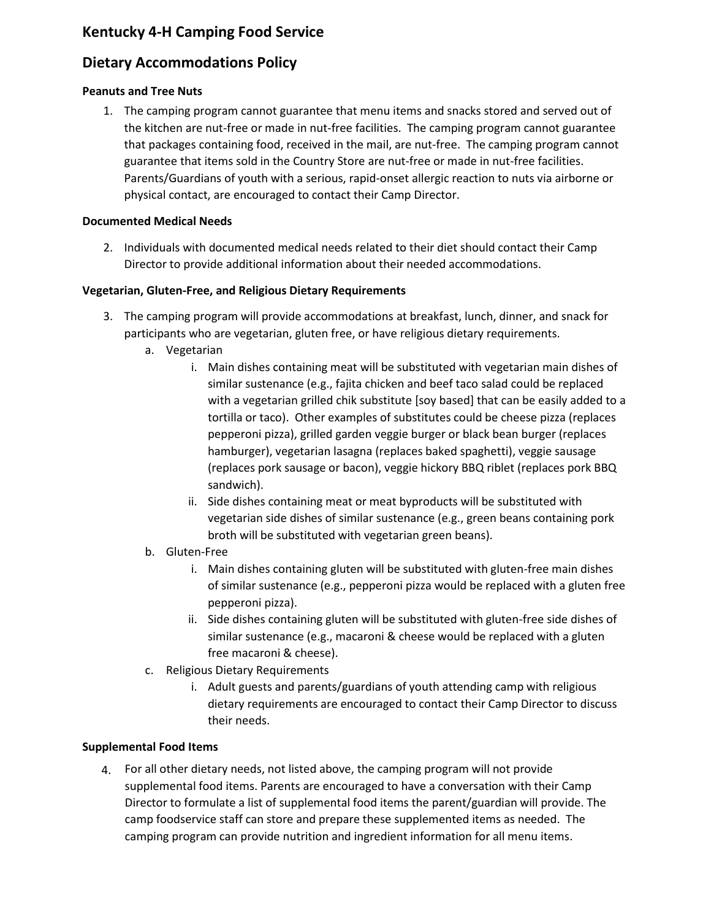# Kentucky 4-H Camping Food Service

## Dietary Accommodations Policy

**Peanuts and Tree Nuts**

1. The camping program cannot guarantee that menu items and snacks stored and served out of the kitchen are nut-free or made in nut-free facilities. The camping program cannot guarantee that packages containing food, received in the mail, are nut-free. The camping program cannot guarantee that items sold in the Country Store are nut-free or made in nut-free facilities. Parents/Guardians of youth with a serious, rapid-onset allergic reaction to nuts via airborne or physical contact, are encouraged to contact their Camp Director.

**Documented Medical Needs**

2. Individuals with documented medical needs related to their diet should contact their Camp Director to provide additional information about their needed accommodations.

**Vegetarian, Gluten-Free, and Religious Dietary Requirements**

3. The camping program will provide accommodations at breakfast, lunch, dinner, and snack for participants who are vegetarian, gluten free, or have religious dietary requirements.
   a. Vegetarian
      i. Main dishes containing meat will be substituted with vegetarian main dishes of similar sustenance (e.g., fajita chicken and beef taco salad could be replaced with a vegetarian grilled chik substitute [soy based] that can be easily added to a tortilla or taco). Other examples of substitutes could be cheese pizza (replaces pepperoni pizza), grilled garden veggie burger or black bean burger (replaces hamburger), vegetarian lasagna (replaces baked spaghetti), veggie sausage (replaces pork sausage or bacon), veggie hickory BBQ riblet (replaces pork BBQ sandwich).
      ii. Side dishes containing meat or meat byproducts will be substituted with vegetarian side dishes of similar sustenance (e.g., green beans containing pork broth will be substituted with vegetarian green beans).
   b. Gluten-Free
      i. Main dishes containing gluten will be substituted with gluten-free main dishes of similar sustenance (e.g., pepperoni pizza would be replaced with a gluten free pepperoni pizza).
      ii. Side dishes containing gluten will be substituted with gluten-free side dishes of similar sustenance (e.g., macaroni & cheese would be replaced with a gluten free macaroni & cheese).
   c. Religious Dietary Requirements
      i. Adult guests and parents/guardians of youth attending camp with religious dietary requirements are encouraged to contact their Camp Director to discuss their needs.

**Supplemental Food Items**

4. For all other dietary needs, not listed above, the camping program will not provide supplemental food items. Parents are encouraged to have a conversation with their Camp Director to formulate a list of supplemental food items the parent/guardian will provide. The camp foodservice staff can store and prepare these supplemented items as needed. The camping program can provide nutrition and ingredient information for all menu items.